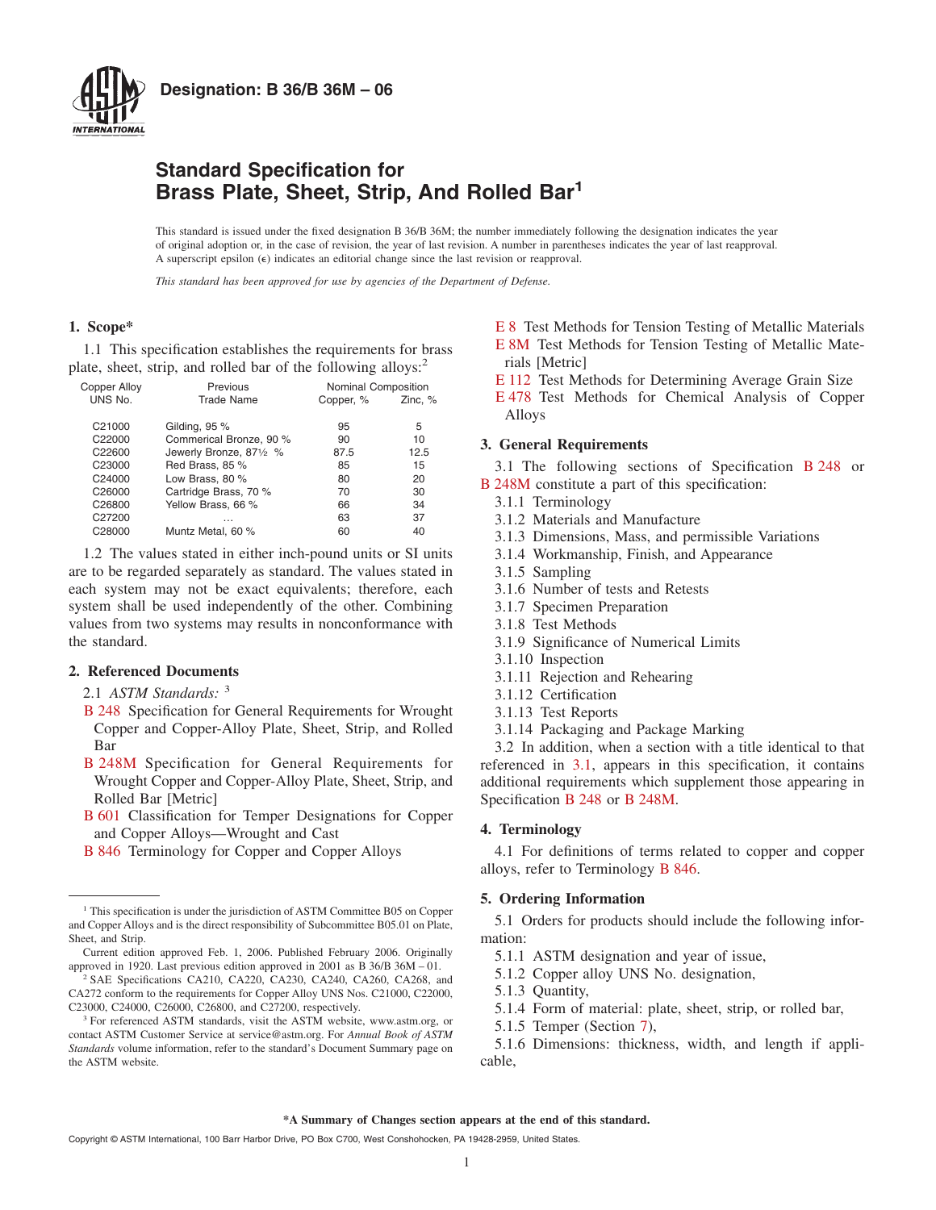**Designation: B 36/B 36M – 06**

# Standard Specification for Brass Plate, Sheet, Strip, And Rolled Bar[1]

This standard is issued under the fixed designation B 36/B 36M; the number immediately following the designation indicates the year of original adoption or, in the case of revision, the year of last revision. A number in parentheses indicates the year of last reapproval. A superscript epsilon (ε) indicates an editorial change since the last revision or reapproval.

*This standard has been approved for use by agencies of the Department of Defense.*

## 1. Scope*

1.1 This specification establishes the requirements for brass plate, sheet, strip, and rolled bar of the following alloys:[2]

| Copper Alloy UNS No. | Previous Trade Name | Nominal Composition | |
|---|---|---|---|
| | | Copper, % | Zinc, % |
| C21000 | Gilding, 95 % | 95 | 5 |
| C22000 | Commerical Bronze, 90 % | 90 | 10 |
| C22600 | Jewerly Bronze, 87½ % | 87.5 | 12.5 |
| C23000 | Red Brass, 85 % | 85 | 15 |
| C24000 | Low Brass, 80 % | 80 | 20 |
| C26000 | Cartridge Brass, 70 % | 70 | 30 |
| C26800 | Yellow Brass, 66 % | 66 | 34 |
| C27200 | ... | 63 | 37 |
| C28000 | Muntz Metal, 60 % | 60 | 40 |

1.2 The values stated in either inch-pound units or SI units are to be regarded separately as standard. The values stated in each system may not be exact equivalents; therefore, each system shall be used independently of the other. Combining values from two systems may results in nonconformance with the standard.

## 2. Referenced Documents

2.1 *ASTM Standards:* [3]

B 248 Specification for General Requirements for Wrought Copper and Copper-Alloy Plate, Sheet, Strip, and Rolled Bar

B 248M Specification for General Requirements for Wrought Copper and Copper-Alloy Plate, Sheet, Strip, and Rolled Bar [Metric]

B 601 Classification for Temper Designations for Copper and Copper Alloys—Wrought and Cast

B 846 Terminology for Copper and Copper Alloys

E 8 Test Methods for Tension Testing of Metallic Materials

E 8M Test Methods for Tension Testing of Metallic Materials [Metric]

E 112 Test Methods for Determining Average Grain Size

E 478 Test Methods for Chemical Analysis of Copper Alloys

## 3. General Requirements

3.1 The following sections of Specification B 248 or B 248M constitute a part of this specification:

3.1.1 Terminology

3.1.2 Materials and Manufacture

3.1.3 Dimensions, Mass, and permissible Variations

3.1.4 Workmanship, Finish, and Appearance

3.1.5 Sampling

3.1.6 Number of tests and Retests

3.1.7 Specimen Preparation

3.1.8 Test Methods

3.1.9 Significance of Numerical Limits

3.1.10 Inspection

3.1.11 Rejection and Rehearing

3.1.12 Certification

3.1.13 Test Reports

3.1.14 Packaging and Package Marking

3.2 In addition, when a section with a title identical to that referenced in 3.1, appears in this specification, it contains additional requirements which supplement those appearing in Specification B 248 or B 248M.

## 4. Terminology

4.1 For definitions of terms related to copper and copper alloys, refer to Terminology B 846.

## 5. Ordering Information

5.1 Orders for products should include the following information:

5.1.1 ASTM designation and year of issue,

5.1.2 Copper alloy UNS No. designation,

5.1.3 Quantity,

5.1.4 Form of material: plate, sheet, strip, or rolled bar,

5.1.5 Temper (Section 7),

5.1.6 Dimensions: thickness, width, and length if applicable,

---

[1] This specification is under the jurisdiction of ASTM Committee B05 on Copper and Copper Alloys and is the direct responsibility of Subcommittee B05.01 on Plate, Sheet, and Strip.

Current edition approved Feb. 1, 2006. Published February 2006. Originally approved in 1920. Last previous edition approved in 2001 as B 36/B 36M – 01.

[2] SAE Specifications CA210, CA220, CA230, CA240, CA260, CA268, and CA272 conform to the requirements for Copper Alloy UNS Nos. C21000, C22000, C23000, C24000, C26000, C26800, and C27200, respectively.

[3] For referenced ASTM standards, visit the ASTM website, www.astm.org, or contact ASTM Customer Service at service@astm.org. For *Annual Book of ASTM Standards* volume information, refer to the standard's Document Summary page on the ASTM website.

**\*A Summary of Changes section appears at the end of this standard.**

Copyright © ASTM International, 100 Barr Harbor Drive, PO Box C700, West Conshohocken, PA 19428-2959, United States.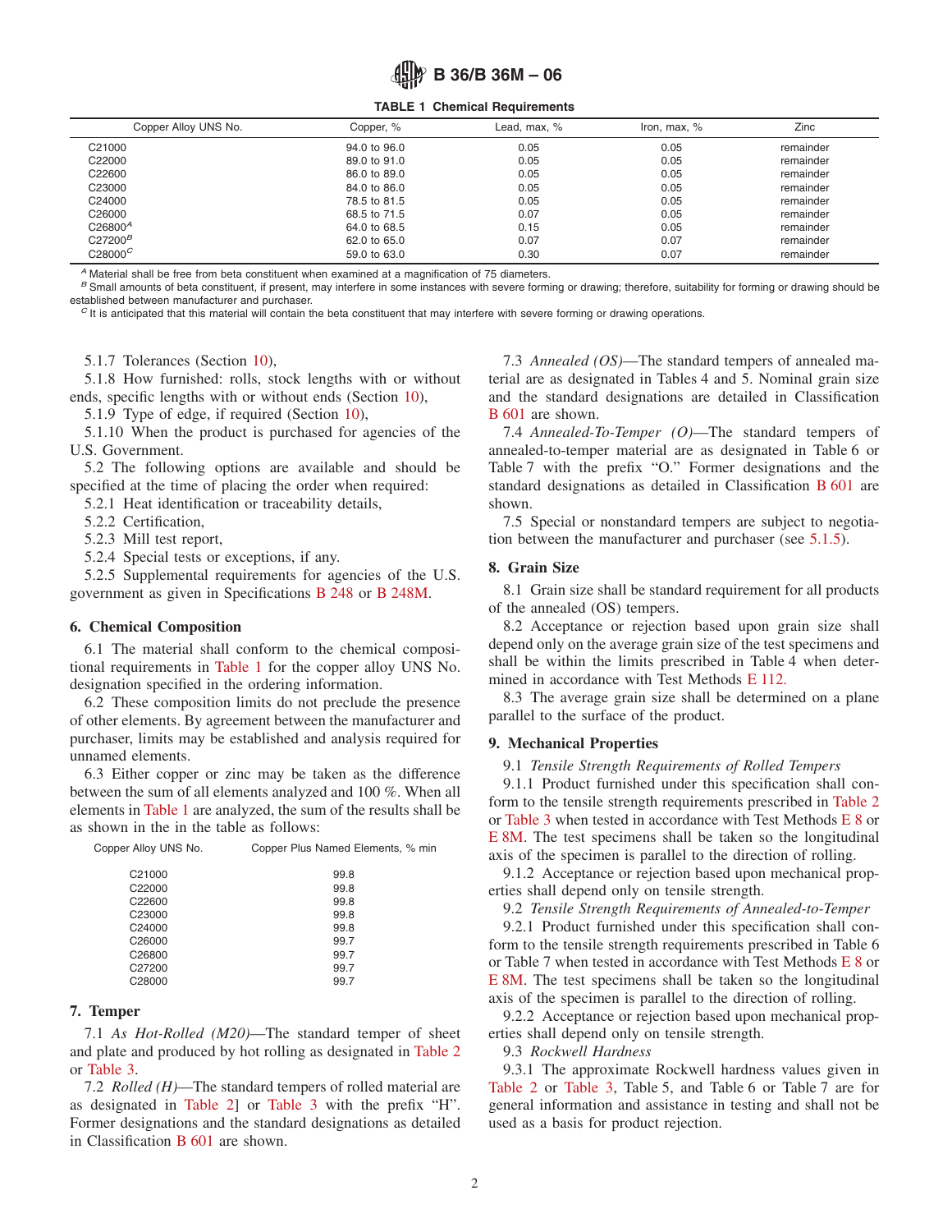**TABLE 1 Chemical Requirements**

| Copper Alloy UNS No. | Copper, % | Lead, max, % | Iron, max, % | Zinc |
|---|---|---|---|---|
| C21000 | 94.0 to 96.0 | 0.05 | 0.05 | remainder |
| C22000 | 89.0 to 91.0 | 0.05 | 0.05 | remainder |
| C22600 | 86.0 to 89.0 | 0.05 | 0.05 | remainder |
| C23000 | 84.0 to 86.0 | 0.05 | 0.05 | remainder |
| C24000 | 78.5 to 81.5 | 0.05 | 0.05 | remainder |
| C26000 | 68.5 to 71.5 | 0.07 | 0.05 | remainder |
| C26800[A] | 64.0 to 68.5 | 0.15 | 0.05 | remainder |
| C27200[B] | 62.0 to 65.0 | 0.07 | 0.07 | remainder |
| C28000[C] | 59.0 to 63.0 | 0.30 | 0.07 | remainder |

[A] Material shall be free from beta constituent when examined at a magnification of 75 diameters.
[B] Small amounts of beta constituent, if present, may interfere in some instances with severe forming or drawing; therefore, suitability for forming or drawing should be established between manufacturer and purchaser.
[C] It is anticipated that this material will contain the beta constituent that may interfere with severe forming or drawing operations.

5.1.7 Tolerances (Section 10),

5.1.8 How furnished: rolls, stock lengths with or without ends, specific lengths with or without ends (Section 10),

5.1.9 Type of edge, if required (Section 10),

5.1.10 When the product is purchased for agencies of the U.S. Government.

5.2 The following options are available and should be specified at the time of placing the order when required:

5.2.1 Heat identification or traceability details,

5.2.2 Certification,

5.2.3 Mill test report,

5.2.4 Special tests or exceptions, if any.

5.2.5 Supplemental requirements for agencies of the U.S. government as given in Specifications B 248 or B 248M.

## 6. Chemical Composition

6.1 The material shall conform to the chemical compositional requirements in Table 1 for the copper alloy UNS No. designation specified in the ordering information.

6.2 These composition limits do not preclude the presence of other elements. By agreement between the manufacturer and purchaser, limits may be established and analysis required for unnamed elements.

6.3 Either copper or zinc may be taken as the difference between the sum of all elements analyzed and 100 %. When all elements in Table 1 are analyzed, the sum of the results shall be as shown in the in the table as follows:

| Copper Alloy UNS No. | Copper Plus Named Elements, % min |
|---|---|
| C21000 | 99.8 |
| C22000 | 99.8 |
| C22600 | 99.8 |
| C23000 | 99.8 |
| C24000 | 99.8 |
| C26000 | 99.7 |
| C26800 | 99.7 |
| C27200 | 99.7 |
| C28000 | 99.7 |

## 7. Temper

7.1 *As Hot-Rolled (M20)*—The standard temper of sheet and plate and produced by hot rolling as designated in Table 2 or Table 3.

7.2 *Rolled (H)*—The standard tempers of rolled material are as designated in Table 2] or Table 3 with the prefix "H". Former designations and the standard designations as detailed in Classification B 601 are shown.

7.3 *Annealed (OS)*—The standard tempers of annealed material are as designated in Tables 4 and 5. Nominal grain size and the standard designations are detailed in Classification B 601 are shown.

7.4 *Annealed-To-Temper (O)*—The standard tempers of annealed-to-temper material are as designated in Table 6 or Table 7 with the prefix "O." Former designations and the standard designations as detailed in Classification B 601 are shown.

7.5 Special or nonstandard tempers are subject to negotiation between the manufacturer and purchaser (see 5.1.5).

## 8. Grain Size

8.1 Grain size shall be standard requirement for all products of the annealed (OS) tempers.

8.2 Acceptance or rejection based upon grain size shall depend only on the average grain size of the test specimens and shall be within the limits prescribed in Table 4 when determined in accordance with Test Methods E 112.

8.3 The average grain size shall be determined on a plane parallel to the surface of the product.

## 9. Mechanical Properties

9.1 *Tensile Strength Requirements of Rolled Tempers*

9.1.1 Product furnished under this specification shall conform to the tensile strength requirements prescribed in Table 2 or Table 3 when tested in accordance with Test Methods E 8 or E 8M. The test specimens shall be taken so the longitudinal axis of the specimen is parallel to the direction of rolling.

9.1.2 Acceptance or rejection based upon mechanical properties shall depend only on tensile strength.

9.2 *Tensile Strength Requirements of Annealed-to-Temper*

9.2.1 Product furnished under this specification shall conform to the tensile strength requirements prescribed in Table 6 or Table 7 when tested in accordance with Test Methods E 8 or E 8M. The test specimens shall be taken so the longitudinal axis of the specimen is parallel to the direction of rolling.

9.2.2 Acceptance or rejection based upon mechanical properties shall depend only on tensile strength.

9.3 *Rockwell Hardness*

9.3.1 The approximate Rockwell hardness values given in Table 2 or Table 3, Table 5, and Table 6 or Table 7 are for general information and assistance in testing and shall not be used as a basis for product rejection.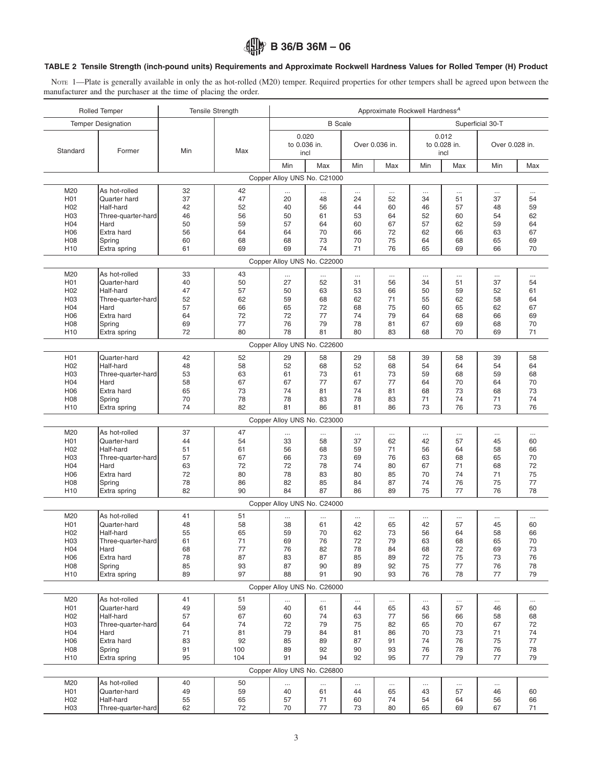### TABLE 2 Tensile Strength (inch-pound units) Requirements and Approximate Rockwell Hardness Values for Rolled Temper (H) Product

NOTE 1—Plate is generally available in only the as hot-rolled (M20) temper. Required properties for other tempers shall be agreed upon between the manufacturer and the purchaser at the time of placing the order.

| Rolled Temper | | Tensile Strength | | Approximate Rockwell Hardness[A] | | | | | | | |
|---|---|---|---|---|---|---|---|---|---|---|---|
| Temper Designation | | | | B Scale | | | | Superficial 30-T | | | |
| Standard | Former | Min | Max | 0.020 to 0.036 in. incl | | Over 0.036 in. | | 0.012 to 0.028 in. incl | | Over 0.028 in. | |
| | | | | Min | Max | Min | Max | Min | Max | Min | Max |
| Copper Alloy UNS No. C21000 | | | | | | | | | | | |
| M20 | As hot-rolled | 32 | 42 | ... | ... | ... | ... | ... | ... | ... | ... |
| H01 | Quarter hard | 37 | 47 | 20 | 48 | 24 | 52 | 34 | 51 | 37 | 54 |
| H02 | Half-hard | 42 | 52 | 40 | 56 | 44 | 60 | 46 | 57 | 48 | 59 |
| H03 | Three-quarter-hard | 46 | 56 | 50 | 61 | 53 | 64 | 52 | 60 | 54 | 62 |
| H04 | Hard | 50 | 59 | 57 | 64 | 60 | 67 | 57 | 62 | 59 | 64 |
| H06 | Extra hard | 56 | 64 | 64 | 70 | 66 | 72 | 62 | 66 | 63 | 67 |
| H08 | Spring | 60 | 68 | 68 | 73 | 70 | 75 | 64 | 68 | 65 | 69 |
| H10 | Extra spring | 61 | 69 | 69 | 74 | 71 | 76 | 65 | 69 | 66 | 70 |
| Copper Alloy UNS No. C22000 | | | | | | | | | | | |
| M20 | As hot-rolled | 33 | 43 | ... | ... | ... | ... | ... | ... | ... | ... |
| H01 | Quarter-hard | 40 | 50 | 27 | 52 | 31 | 56 | 34 | 51 | 37 | 54 |
| H02 | Half-hard | 47 | 57 | 50 | 63 | 53 | 66 | 50 | 59 | 52 | 61 |
| H03 | Three-quarter-hard | 52 | 62 | 59 | 68 | 62 | 71 | 55 | 62 | 58 | 64 |
| H04 | Hard | 57 | 66 | 65 | 72 | 68 | 75 | 60 | 65 | 62 | 67 |
| H06 | Extra hard | 64 | 72 | 72 | 77 | 74 | 79 | 64 | 68 | 66 | 69 |
| H08 | Spring | 69 | 77 | 76 | 79 | 78 | 81 | 67 | 69 | 68 | 70 |
| H10 | Extra spring | 72 | 80 | 78 | 81 | 80 | 83 | 68 | 70 | 69 | 71 |
| Copper Alloy UNS No. C22600 | | | | | | | | | | | |
| H01 | Quarter-hard | 42 | 52 | 29 | 58 | 29 | 58 | 39 | 58 | 39 | 58 |
| H02 | Half-hard | 48 | 58 | 52 | 68 | 52 | 68 | 54 | 64 | 54 | 64 |
| H03 | Three-quarter-hard | 53 | 63 | 61 | 73 | 61 | 73 | 59 | 68 | 59 | 68 |
| H04 | Hard | 58 | 67 | 67 | 77 | 67 | 77 | 64 | 70 | 64 | 70 |
| H06 | Extra hard | 65 | 73 | 74 | 81 | 74 | 81 | 68 | 73 | 68 | 73 |
| H08 | Spring | 70 | 78 | 78 | 83 | 78 | 83 | 71 | 74 | 71 | 74 |
| H10 | Extra spring | 74 | 82 | 81 | 86 | 81 | 86 | 73 | 76 | 73 | 76 |
| Copper Alloy UNS No. C23000 | | | | | | | | | | | |
| M20 | As hot-rolled | 37 | 47 | ... | ... | ... | ... | ... | ... | ... | ... |
| H01 | Quarter-hard | 44 | 54 | 33 | 58 | 37 | 62 | 42 | 57 | 45 | 60 |
| H02 | Half-hard | 51 | 61 | 56 | 68 | 59 | 71 | 56 | 64 | 58 | 66 |
| H03 | Three-quarter-hard | 57 | 67 | 66 | 73 | 69 | 76 | 63 | 68 | 65 | 70 |
| H04 | Hard | 63 | 72 | 72 | 78 | 74 | 80 | 67 | 71 | 68 | 72 |
| H06 | Extra hard | 72 | 80 | 78 | 83 | 80 | 85 | 70 | 74 | 71 | 75 |
| H08 | Spring | 78 | 86 | 82 | 85 | 84 | 87 | 74 | 76 | 75 | 77 |
| H10 | Extra spring | 82 | 90 | 84 | 87 | 86 | 89 | 75 | 77 | 76 | 78 |
| Copper Alloy UNS No. C24000 | | | | | | | | | | | |
| M20 | As hot-rolled | 41 | 51 | ... | ... | ... | ... | ... | ... | ... | ... |
| H01 | Quarter-hard | 48 | 58 | 38 | 61 | 42 | 65 | 42 | 57 | 45 | 60 |
| H02 | Half-hard | 55 | 65 | 59 | 70 | 62 | 73 | 56 | 64 | 58 | 66 |
| H03 | Three-quarter-hard | 61 | 71 | 69 | 76 | 72 | 79 | 63 | 68 | 65 | 70 |
| H04 | Hard | 68 | 77 | 76 | 82 | 78 | 84 | 68 | 72 | 69 | 73 |
| H06 | Extra hard | 78 | 87 | 83 | 87 | 85 | 89 | 72 | 75 | 73 | 76 |
| H08 | Spring | 85 | 93 | 87 | 90 | 89 | 92 | 75 | 77 | 76 | 78 |
| H10 | Extra spring | 89 | 97 | 88 | 91 | 90 | 93 | 76 | 78 | 77 | 79 |
| Copper Alloy UNS No. C26000 | | | | | | | | | | | |
| M20 | As hot-rolled | 41 | 51 | ... | ... | ... | ... | ... | ... | ... | ... |
| H01 | Quarter-hard | 49 | 59 | 40 | 61 | 44 | 65 | 43 | 57 | 46 | 60 |
| H02 | Half-hard | 57 | 67 | 60 | 74 | 63 | 77 | 56 | 66 | 58 | 68 |
| H03 | Three-quarter-hard | 64 | 74 | 72 | 79 | 75 | 82 | 65 | 70 | 67 | 72 |
| H04 | Hard | 71 | 81 | 79 | 84 | 81 | 86 | 70 | 73 | 71 | 74 |
| H06 | Extra hard | 83 | 92 | 85 | 89 | 87 | 91 | 74 | 76 | 75 | 77 |
| H08 | Spring | 91 | 100 | 89 | 92 | 90 | 93 | 76 | 78 | 76 | 78 |
| H10 | Extra spring | 95 | 104 | 91 | 94 | 92 | 95 | 77 | 79 | 77 | 79 |
| Copper Alloy UNS No. C26800 | | | | | | | | | | | |
| M20 | As hot-rolled | 40 | 50 | ... | ... | ... | ... | ... | ... | ... | |
| H01 | Quarter-hard | 49 | 59 | 40 | 61 | 44 | 65 | 43 | 57 | 46 | 60 |
| H02 | Half-hard | 55 | 65 | 57 | 71 | 60 | 74 | 54 | 64 | 56 | 66 |
| H03 | Three-quarter-hard | 62 | 72 | 70 | 77 | 73 | 80 | 65 | 69 | 67 | 71 |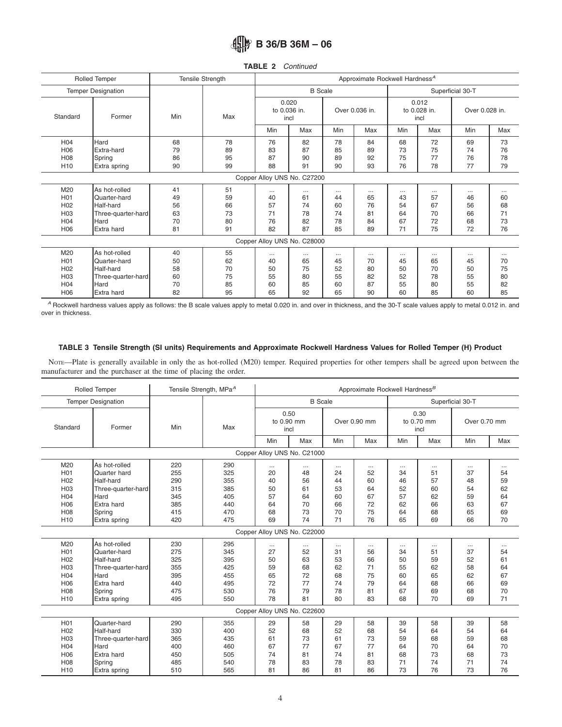**TABLE 2** *Continued*

| Rolled Temper | | Tensile Strength | | Approximate Rockwell Hardness[A] | | | | | | | |
|---|---|---|---|---|---|---|---|---|---|---|---|
| Temper Designation | | | | B Scale | | | | Superficial 30-T | | | |
| Standard | Former | Min | Max | 0.020 to 0.036 in. incl | | Over 0.036 in. | | 0.012 to 0.028 in. incl | | Over 0.028 in. | |
| | | | | Min | Max | Min | Max | Min | Max | Min | Max |
| H04 | Hard | 68 | 78 | 76 | 82 | 78 | 84 | 68 | 72 | 69 | 73 |
| H06 | Extra-hard | 79 | 89 | 83 | 87 | 85 | 89 | 73 | 75 | 74 | 76 |
| H08 | Spring | 86 | 95 | 87 | 90 | 89 | 92 | 75 | 77 | 76 | 78 |
| H10 | Extra spring | 90 | 99 | 88 | 91 | 90 | 93 | 76 | 78 | 77 | 79 |
| Copper Alloy UNS No. C27200 | | | | | | | | | | | |
| M20 | As hot-rolled | 41 | 51 | ... | ... | ... | ... | ... | ... | ... | ... |
| H01 | Quarter-hard | 49 | 59 | 40 | 61 | 44 | 65 | 43 | 57 | 46 | 60 |
| H02 | Half-hard | 56 | 66 | 57 | 74 | 60 | 76 | 54 | 67 | 56 | 68 |
| H03 | Three-quarter-hard | 63 | 73 | 71 | 78 | 74 | 81 | 64 | 70 | 66 | 71 |
| H04 | Hard | 70 | 80 | 76 | 82 | 78 | 84 | 67 | 72 | 68 | 73 |
| H06 | Extra hard | 81 | 91 | 82 | 87 | 85 | 89 | 71 | 75 | 72 | 76 |
| Copper Alloy UNS No. C28000 | | | | | | | | | | | |
| M20 | As hot-rolled | 40 | 55 | ... | ... | ... | ... | ... | ... | ... | ... |
| H01 | Quarter-hard | 50 | 62 | 40 | 65 | 45 | 70 | 45 | 65 | 45 | 70 |
| H02 | Half-hard | 58 | 70 | 50 | 75 | 52 | 80 | 50 | 70 | 50 | 75 |
| H03 | Three-quarter-hard | 60 | 75 | 55 | 80 | 55 | 82 | 52 | 78 | 55 | 80 |
| H04 | Hard | 70 | 85 | 60 | 85 | 60 | 87 | 55 | 80 | 55 | 82 |
| H06 | Extra hard | 82 | 95 | 65 | 92 | 65 | 90 | 60 | 85 | 60 | 85 |

[A] Rockwell hardness values apply as follows: the B scale values apply to metal 0.020 in. and over in thickness, and the 30-T scale values apply to metal 0.012 in. and over in thickness.

### TABLE 3 Tensile Strength (SI units) Requirements and Approximate Rockwell Hardness Values for Rolled Temper (H) Product

NOTE—Plate is generally available in only the as hot-rolled (M20) temper. Required properties for other tempers shall be agreed upon between the manufacturer and the purchaser at the time of placing the order.

| Rolled Temper | | Tensile Strength, MPa[A] | | Approximate Rockwell Hardness[B] | | | | | | | |
|---|---|---|---|---|---|---|---|---|---|---|---|
| Temper Designation | | | | B Scale | | | | Superficial 30-T | | | |
| Standard | Former | Min | Max | 0.50 to 0.90 mm incl | | Over 0.90 mm | | 0.30 to 0.70 mm incl | | Over 0.70 mm | |
| | | | | Min | Max | Min | Max | Min | Max | Min | Max |
| Copper Alloy UNS No. C21000 | | | | | | | | | | | |
| M20 | As hot-rolled | 220 | 290 | ... | ... | ... | ... | ... | ... | ... | ... |
| H01 | Quarter hard | 255 | 325 | 20 | 48 | 24 | 52 | 34 | 51 | 37 | 54 |
| H02 | Half-hard | 290 | 355 | 40 | 56 | 44 | 60 | 46 | 57 | 48 | 59 |
| H03 | Three-quarter-hard | 315 | 385 | 50 | 61 | 53 | 64 | 52 | 60 | 54 | 62 |
| H04 | Hard | 345 | 405 | 57 | 64 | 60 | 67 | 57 | 62 | 59 | 64 |
| H06 | Extra hard | 385 | 440 | 64 | 70 | 66 | 72 | 62 | 66 | 63 | 67 |
| H08 | Spring | 415 | 470 | 68 | 73 | 70 | 75 | 64 | 68 | 65 | 69 |
| H10 | Extra spring | 420 | 475 | 69 | 74 | 71 | 76 | 65 | 69 | 66 | 70 |
| Copper Alloy UNS No. C22000 | | | | | | | | | | | |
| M20 | As hot-rolled | 230 | 295 | ... | ... | ... | ... | ... | ... | ... | ... |
| H01 | Quarter-hard | 275 | 345 | 27 | 52 | 31 | 56 | 34 | 51 | 37 | 54 |
| H02 | Half-hard | 325 | 395 | 50 | 63 | 53 | 66 | 50 | 59 | 52 | 61 |
| H03 | Three-quarter-hard | 355 | 425 | 59 | 68 | 62 | 71 | 55 | 62 | 58 | 64 |
| H04 | Hard | 395 | 455 | 65 | 72 | 68 | 75 | 60 | 65 | 62 | 67 |
| H06 | Extra hard | 440 | 495 | 72 | 77 | 74 | 79 | 64 | 68 | 66 | 69 |
| H08 | Spring | 475 | 530 | 76 | 79 | 78 | 81 | 67 | 69 | 68 | 70 |
| H10 | Extra spring | 495 | 550 | 78 | 81 | 80 | 83 | 68 | 70 | 69 | 71 |
| Copper Alloy UNS No. C22600 | | | | | | | | | | | |
| H01 | Quarter-hard | 290 | 355 | 29 | 58 | 29 | 58 | 39 | 58 | 39 | 58 |
| H02 | Half-hard | 330 | 400 | 52 | 68 | 52 | 68 | 54 | 64 | 54 | 64 |
| H03 | Three-quarter-hard | 365 | 435 | 61 | 73 | 61 | 73 | 59 | 68 | 59 | 68 |
| H04 | Hard | 400 | 460 | 67 | 77 | 67 | 77 | 64 | 70 | 64 | 70 |
| H06 | Extra hard | 450 | 505 | 74 | 81 | 74 | 81 | 68 | 73 | 68 | 73 |
| H08 | Spring | 485 | 540 | 78 | 83 | 78 | 83 | 71 | 74 | 71 | 74 |
| H10 | Extra spring | 510 | 565 | 81 | 86 | 81 | 86 | 73 | 76 | 73 | 76 |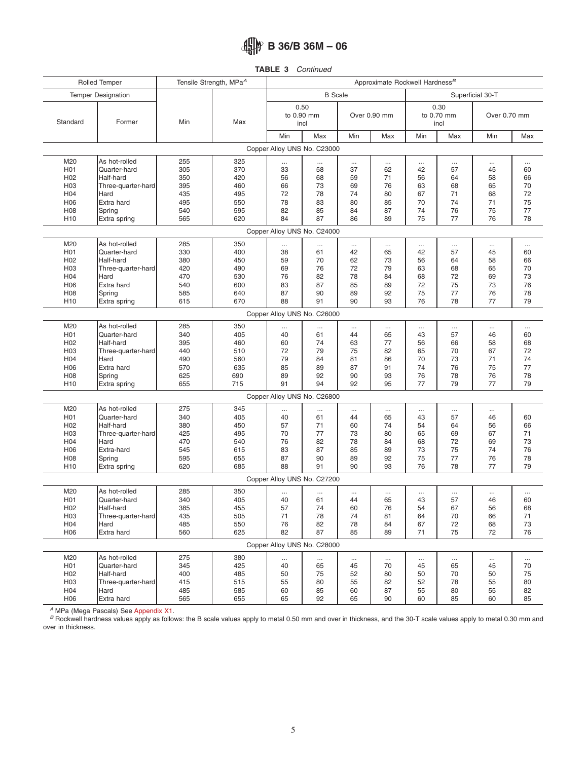**TABLE 3** *Continued*

| Rolled Temper | | Tensile Strength, MPa[A] | | Approximate Rockwell Hardness[B] | | | | | | | |
|---|---|---|---|---|---|---|---|---|---|---|---|
| Temper Designation | | | | B Scale | | | | Superficial 30-T | | | |
| Standard | Former | Min | Max | 0.50 to 0.90 mm incl | | Over 0.90 mm | | 0.30 to 0.70 mm incl | | Over 0.70 mm | |
| | | | | Min | Max | Min | Max | Min | Max | Min | Max |
| Copper Alloy UNS No. C23000 | | | | | | | | | | | |
| M20 | As hot-rolled | 255 | 325 | ... | ... | ... | ... | ... | ... | ... | ... |
| H01 | Quarter-hard | 305 | 370 | 33 | 58 | 37 | 62 | 42 | 57 | 45 | 60 |
| H02 | Half-hard | 350 | 420 | 56 | 68 | 59 | 71 | 56 | 64 | 58 | 66 |
| H03 | Three-quarter-hard | 395 | 460 | 66 | 73 | 69 | 76 | 63 | 68 | 65 | 70 |
| H04 | Hard | 435 | 495 | 72 | 78 | 74 | 80 | 67 | 71 | 68 | 72 |
| H06 | Extra hard | 495 | 550 | 78 | 83 | 80 | 85 | 70 | 74 | 71 | 75 |
| H08 | Spring | 540 | 595 | 82 | 85 | 84 | 87 | 74 | 76 | 75 | 77 |
| H10 | Extra spring | 565 | 620 | 84 | 87 | 86 | 89 | 75 | 77 | 76 | 78 |
| Copper Alloy UNS No. C24000 | | | | | | | | | | | |
| M20 | As hot-rolled | 285 | 350 | ... | ... | ... | ... | ... | ... | ... | ... |
| H01 | Quarter-hard | 330 | 400 | 38 | 61 | 42 | 65 | 42 | 57 | 45 | 60 |
| H02 | Half-hard | 380 | 450 | 59 | 70 | 62 | 73 | 56 | 64 | 58 | 66 |
| H03 | Three-quarter-hard | 420 | 490 | 69 | 76 | 72 | 79 | 63 | 68 | 65 | 70 |
| H04 | Hard | 470 | 530 | 76 | 82 | 78 | 84 | 68 | 72 | 69 | 73 |
| H06 | Extra hard | 540 | 600 | 83 | 87 | 85 | 89 | 72 | 75 | 73 | 76 |
| H08 | Spring | 585 | 640 | 87 | 90 | 89 | 92 | 75 | 77 | 76 | 78 |
| H10 | Extra spring | 615 | 670 | 88 | 91 | 90 | 93 | 76 | 78 | 77 | 79 |
| Copper Alloy UNS No. C26000 | | | | | | | | | | | |
| M20 | As hot-rolled | 285 | 350 | ... | ... | ... | ... | ... | ... | ... | ... |
| H01 | Quarter-hard | 340 | 405 | 40 | 61 | 44 | 65 | 43 | 57 | 46 | 60 |
| H02 | Half-hard | 395 | 460 | 60 | 74 | 63 | 77 | 56 | 66 | 58 | 68 |
| H03 | Three-quarter-hard | 440 | 510 | 72 | 79 | 75 | 82 | 65 | 70 | 67 | 72 |
| H04 | Hard | 490 | 560 | 79 | 84 | 81 | 86 | 70 | 73 | 71 | 74 |
| H06 | Extra hard | 570 | 635 | 85 | 89 | 87 | 91 | 74 | 76 | 75 | 77 |
| H08 | Spring | 625 | 690 | 89 | 92 | 90 | 93 | 76 | 78 | 76 | 78 |
| H10 | Extra spring | 655 | 715 | 91 | 94 | 92 | 95 | 77 | 79 | 77 | 79 |
| Copper Alloy UNS No. C26800 | | | | | | | | | | | |
| M20 | As hot-rolled | 275 | 345 | ... | ... | ... | ... | ... | ... | ... | |
| H01 | Quarter-hard | 340 | 405 | 40 | 61 | 44 | 65 | 43 | 57 | 46 | 60 |
| H02 | Half-hard | 380 | 450 | 57 | 71 | 60 | 74 | 54 | 64 | 56 | 66 |
| H03 | Three-quarter-hard | 425 | 495 | 70 | 77 | 73 | 80 | 65 | 69 | 67 | 71 |
| H04 | Hard | 470 | 540 | 76 | 82 | 78 | 84 | 68 | 72 | 69 | 73 |
| H06 | Extra-hard | 545 | 615 | 83 | 87 | 85 | 89 | 73 | 75 | 74 | 76 |
| H08 | Spring | 595 | 655 | 87 | 90 | 89 | 92 | 75 | 77 | 76 | 78 |
| H10 | Extra spring | 620 | 685 | 88 | 91 | 90 | 93 | 76 | 78 | 77 | 79 |
| Copper Alloy UNS No. C27200 | | | | | | | | | | | |
| M20 | As hot-rolled | 285 | 350 | ... | ... | ... | ... | ... | ... | ... | ... |
| H01 | Quarter-hard | 340 | 405 | 40 | 61 | 44 | 65 | 43 | 57 | 46 | 60 |
| H02 | Half-hard | 385 | 455 | 57 | 74 | 60 | 76 | 54 | 67 | 56 | 68 |
| H03 | Three-quarter-hard | 435 | 505 | 71 | 78 | 74 | 81 | 64 | 70 | 66 | 71 |
| H04 | Hard | 485 | 550 | 76 | 82 | 78 | 84 | 67 | 72 | 68 | 73 |
| H06 | Extra hard | 560 | 625 | 82 | 87 | 85 | 89 | 71 | 75 | 72 | 76 |
| Copper Alloy UNS No. C28000 | | | | | | | | | | | |
| M20 | As hot-rolled | 275 | 380 | ... | ... | ... | ... | ... | ... | ... | ... |
| H01 | Quarter-hard | 345 | 425 | 40 | 65 | 45 | 70 | 45 | 65 | 45 | 70 |
| H02 | Half-hard | 400 | 485 | 50 | 75 | 52 | 80 | 50 | 70 | 50 | 75 |
| H03 | Three-quarter-hard | 415 | 515 | 55 | 80 | 55 | 82 | 52 | 78 | 55 | 80 |
| H04 | Hard | 485 | 585 | 60 | 85 | 60 | 87 | 55 | 80 | 55 | 82 |
| H06 | Extra hard | 565 | 655 | 65 | 92 | 65 | 90 | 60 | 85 | 60 | 85 |

[A] MPa (Mega Pascals) See Appendix X1.

[B] Rockwell hardness values apply as follows: the B scale values apply to metal 0.50 mm and over in thickness, and the 30-T scale values apply to metal 0.30 mm and over in thickness.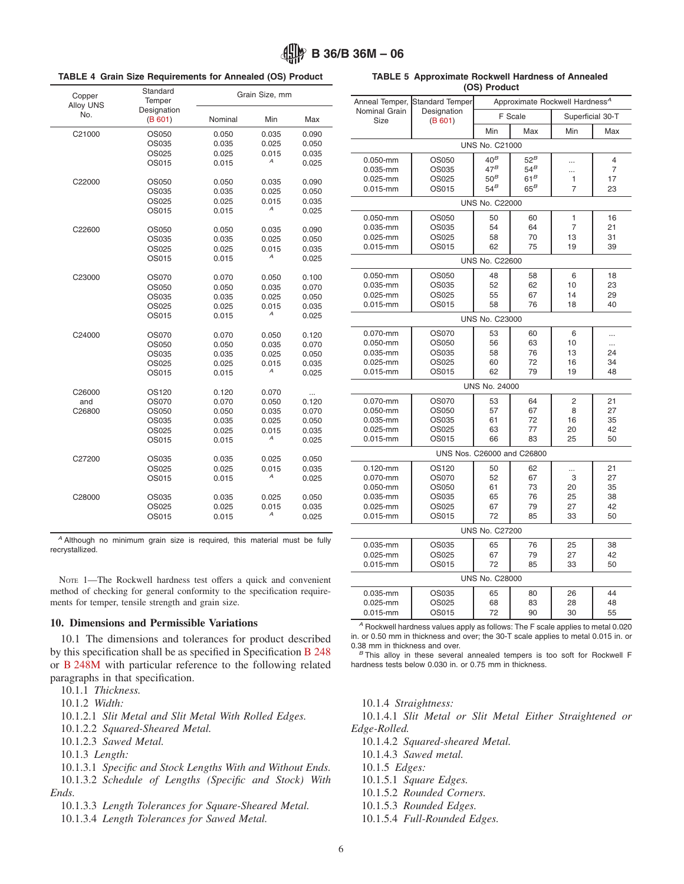**TABLE 4 Grain Size Requirements for Annealed (OS) Product**

| Copper Alloy UNS No. | Standard Temper Designation (B 601) | Grain Size, mm | | |
|---|---|---|---|---|
| | | Nominal | Min | Max |
| C21000 | OS050 | 0.050 | 0.035 | 0.090 |
| | OS035 | 0.035 | 0.025 | 0.050 |
| | OS025 | 0.025 | 0.015 | 0.035 |
| | OS015 | 0.015 | A | 0.025 |
| C22000 | OS050 | 0.050 | 0.035 | 0.090 |
| | OS035 | 0.035 | 0.025 | 0.050 |
| | OS025 | 0.025 | 0.015 | 0.035 |
| | OS015 | 0.015 | A | 0.025 |
| C22600 | OS050 | 0.050 | 0.035 | 0.090 |
| | OS035 | 0.035 | 0.025 | 0.050 |
| | OS025 | 0.025 | 0.015 | 0.035 |
| | OS015 | 0.015 | A | 0.025 |
| C23000 | OS070 | 0.070 | 0.050 | 0.100 |
| | OS050 | 0.050 | 0.035 | 0.070 |
| | OS035 | 0.035 | 0.025 | 0.050 |
| | OS025 | 0.025 | 0.015 | 0.035 |
| | OS015 | 0.015 | A | 0.025 |
| C24000 | OS070 | 0.070 | 0.050 | 0.120 |
| | OS050 | 0.050 | 0.035 | 0.070 |
| | OS035 | 0.035 | 0.025 | 0.050 |
| | OS025 | 0.025 | 0.015 | 0.035 |
| | OS015 | 0.015 | A | 0.025 |
| C26000 and C26800 | OS120 | 0.120 | 0.070 | ... |
| | OS070 | 0.070 | 0.050 | 0.120 |
| | OS050 | 0.050 | 0.035 | 0.070 |
| | OS035 | 0.035 | 0.025 | 0.050 |
| | OS025 | 0.025 | 0.015 | 0.035 |
| | OS015 | 0.015 | A | 0.025 |
| C27200 | OS035 | 0.035 | 0.025 | 0.050 |
| | OS025 | 0.025 | 0.015 | 0.035 |
| | OS015 | 0.015 | A | 0.025 |
| C28000 | OS035 | 0.035 | 0.025 | 0.050 |
| | OS025 | 0.025 | 0.015 | 0.035 |
| | OS015 | 0.015 | A | 0.025 |

[A] Although no minimum grain size is required, this material must be fully recrystallized.

NOTE 1—The Rockwell hardness test offers a quick and convenient method of checking for general conformity to the specification requirements for temper, tensile strength and grain size.

## 10. Dimensions and Permissible Variations

10.1 The dimensions and tolerances for product described by this specification shall be as specified in Specification B 248 or B 248M with particular reference to the following related paragraphs in that specification.

10.1.1 *Thickness.*

10.1.2 *Width:*

10.1.2.1 *Slit Metal and Slit Metal With Rolled Edges.*

10.1.2.2 *Squared-Sheared Metal.*

10.1.2.3 *Sawed Metal.*

10.1.3 *Length:*

10.1.3.1 *Specific and Stock Lengths With and Without Ends.*

10.1.3.2 *Schedule of Lengths (Specific and Stock) With Ends.*

10.1.3.3 *Length Tolerances for Square-Sheared Metal.*

10.1.3.4 *Length Tolerances for Sawed Metal.*

**TABLE 5 Approximate Rockwell Hardness of Annealed (OS) Product**

| Anneal Temper, Nominal Grain Size | Standard Temper Designation (B 601) | Approximate Rockwell Hardness[A] | | | |
|---|---|---|---|---|---|
| | | F Scale | | Superficial 30-T | |
| | | Min | Max | Min | Max |
| **UNS No. C21000** | | | | | |
| 0.050-mm | OS050 | 40[B] | 52[B] | ... | 4 |
| 0.035-mm | OS035 | 47[B] | 54[B] | ... | 7 |
| 0.025-mm | OS025 | 50[B] | 61[B] | 1 | 17 |
| 0.015-mm | OS015 | 54[B] | 65[B] | 7 | 23 |
| **UNS No. C22000** | | | | | |
| 0.050-mm | OS050 | 50 | 60 | 1 | 16 |
| 0.035-mm | OS035 | 54 | 64 | 7 | 21 |
| 0.025-mm | OS025 | 58 | 70 | 13 | 31 |
| 0.015-mm | OS015 | 62 | 75 | 19 | 39 |
| **UNS No. C22600** | | | | | |
| 0.050-mm | OS050 | 48 | 58 | 6 | 18 |
| 0.035-mm | OS035 | 52 | 62 | 10 | 23 |
| 0.025-mm | OS025 | 55 | 67 | 14 | 29 |
| 0.015-mm | OS015 | 58 | 76 | 18 | 40 |
| **UNS No. C23000** | | | | | |
| 0.070-mm | OS070 | 53 | 60 | 6 | ... |
| 0.050-mm | OS050 | 56 | 63 | 10 | ... |
| 0.035-mm | OS035 | 58 | 76 | 13 | 24 |
| 0.025-mm | OS025 | 60 | 72 | 16 | 34 |
| 0.015-mm | OS015 | 62 | 79 | 19 | 48 |
| **UNS No. 24000** | | | | | |
| 0.070-mm | OS070 | 53 | 64 | 2 | 21 |
| 0.050-mm | OS050 | 57 | 67 | 8 | 27 |
| 0.035-mm | OS035 | 61 | 72 | 16 | 35 |
| 0.025-mm | OS025 | 63 | 77 | 20 | 42 |
| 0.015-mm | OS015 | 66 | 83 | 25 | 50 |
| **UNS Nos. C26000 and C26800** | | | | | |
| 0.120-mm | OS120 | 50 | 62 | ... | 21 |
| 0.070-mm | OS070 | 52 | 67 | 3 | 27 |
| 0.050-mm | OS050 | 61 | 73 | 20 | 35 |
| 0.035-mm | OS035 | 65 | 76 | 25 | 38 |
| 0.025-mm | OS025 | 67 | 79 | 27 | 42 |
| 0.015-mm | OS015 | 72 | 85 | 33 | 50 |
| **UNS No. C27200** | | | | | |
| 0.035-mm | OS035 | 65 | 76 | 25 | 38 |
| 0.025-mm | OS025 | 67 | 79 | 27 | 42 |
| 0.015-mm | OS015 | 72 | 85 | 33 | 50 |
| **UNS No. C28000** | | | | | |
| 0.035-mm | OS035 | 65 | 80 | 26 | 44 |
| 0.025-mm | OS025 | 68 | 83 | 28 | 48 |
| 0.015-mm | OS015 | 72 | 90 | 30 | 55 |

[A] Rockwell hardness values apply as follows: The F scale applies to metal 0.020 in. or 0.50 mm in thickness and over; the 30-T scale applies to metal 0.015 in. or 0.38 mm in thickness and over.

[B] This alloy in these several annealed tempers is too soft for Rockwell F hardness tests below 0.030 in. or 0.75 mm in thickness.

10.1.4 *Straightness:*

10.1.4.1 *Slit Metal or Slit Metal Either Straightened or Edge-Rolled.*

10.1.4.2 *Squared-sheared Metal.*

10.1.4.3 *Sawed metal.*

10.1.5 *Edges:*

10.1.5.1 *Square Edges.*

10.1.5.2 *Rounded Corners.*

10.1.5.3 *Rounded Edges.*

10.1.5.4 *Full-Rounded Edges.*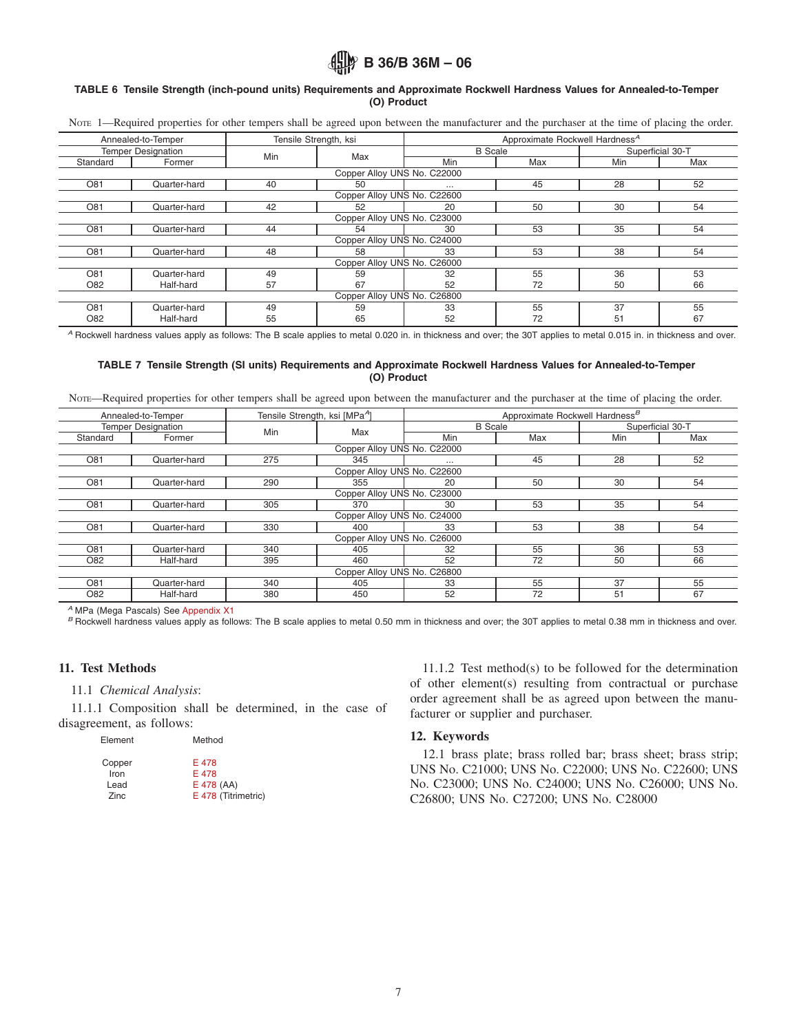**TABLE 6 Tensile Strength (inch-pound units) Requirements and Approximate Rockwell Hardness Values for Annealed-to-Temper (O) Product**

NOTE 1—Required properties for other tempers shall be agreed upon between the manufacturer and the purchaser at the time of placing the order.

| Annealed-to-Temper | | Tensile Strength, ksi | | Approximate Rockwell Hardness[A] | | | |
|---|---|---|---|---|---|---|---|
| Temper Designation | | Min | Max | B Scale | | Superficial 30-T | |
| Standard | Former | | | Min | Max | Min | Max |
| Copper Alloy UNS No. C22000 | | | | | | | |
| O81 | Quarter-hard | 40 | 50 | ... | 45 | 28 | 52 |
| Copper Alloy UNS No. C22600 | | | | | | | |
| O81 | Quarter-hard | 42 | 52 | 20 | 50 | 30 | 54 |
| Copper Alloy UNS No. C23000 | | | | | | | |
| O81 | Quarter-hard | 44 | 54 | 30 | 53 | 35 | 54 |
| Copper Alloy UNS No. C24000 | | | | | | | |
| O81 | Quarter-hard | 48 | 58 | 33 | 53 | 38 | 54 |
| Copper Alloy UNS No. C26000 | | | | | | | |
| O81 | Quarter-hard | 49 | 59 | 32 | 55 | 36 | 53 |
| O82 | Half-hard | 57 | 67 | 52 | 72 | 50 | 66 |
| Copper Alloy UNS No. C26800 | | | | | | | |
| O81 | Quarter-hard | 49 | 59 | 33 | 55 | 37 | 55 |
| O82 | Half-hard | 55 | 65 | 52 | 72 | 51 | 67 |

[A] Rockwell hardness values apply as follows: The B scale applies to metal 0.020 in. in thickness and over; the 30T applies to metal 0.015 in. in thickness and over.

**TABLE 7 Tensile Strength (SI units) Requirements and Approximate Rockwell Hardness Values for Annealed-to-Temper (O) Product**

NOTE—Required properties for other tempers shall be agreed upon between the manufacturer and the purchaser at the time of placing the order.

| Annealed-to-Temper | | Tensile Strength, ksi [MPa[A]] | | Approximate Rockwell Hardness[B] | | | |
|---|---|---|---|---|---|---|---|
| Temper Designation | | Min | Max | B Scale | | Superficial 30-T | |
| Standard | Former | | | Min | Max | Min | Max |
| Copper Alloy UNS No. C22000 | | | | | | | |
| O81 | Quarter-hard | 275 | 345 | ... | 45 | 28 | 52 |
| Copper Alloy UNS No. C22600 | | | | | | | |
| O81 | Quarter-hard | 290 | 355 | 20 | 50 | 30 | 54 |
| Copper Alloy UNS No. C23000 | | | | | | | |
| O81 | Quarter-hard | 305 | 370 | 30 | 53 | 35 | 54 |
| Copper Alloy UNS No. C24000 | | | | | | | |
| O81 | Quarter-hard | 330 | 400 | 33 | 53 | 38 | 54 |
| Copper Alloy UNS No. C26000 | | | | | | | |
| O81 | Quarter-hard | 340 | 405 | 32 | 55 | 36 | 53 |
| O82 | Half-hard | 395 | 460 | 52 | 72 | 50 | 66 |
| Copper Alloy UNS No. C26800 | | | | | | | |
| O81 | Quarter-hard | 340 | 405 | 33 | 55 | 37 | 55 |
| O82 | Half-hard | 380 | 450 | 52 | 72 | 51 | 67 |

[A] MPa (Mega Pascals) See Appendix X1

[B] Rockwell hardness values apply as follows: The B scale applies to metal 0.50 mm in thickness and over; the 30T applies to metal 0.38 mm in thickness and over.

## 11. Test Methods

11.1 *Chemical Analysis*:

11.1.1 Composition shall be determined, in the case of disagreement, as follows:

| Element | Method |
|---|---|
| Copper | E 478 |
| Iron | E 478 |
| Lead | E 478 (AA) |
| Zinc | E 478 (Titrimetric) |

11.1.2 Test method(s) to be followed for the determination of other element(s) resulting from contractual or purchase order agreement shall be as agreed upon between the manufacturer or supplier and purchaser.

## 12. Keywords

12.1 brass plate; brass rolled bar; brass sheet; brass strip; UNS No. C21000; UNS No. C22000; UNS No. C22600; UNS No. C23000; UNS No. C24000; UNS No. C26000; UNS No. C26800; UNS No. C27200; UNS No. C28000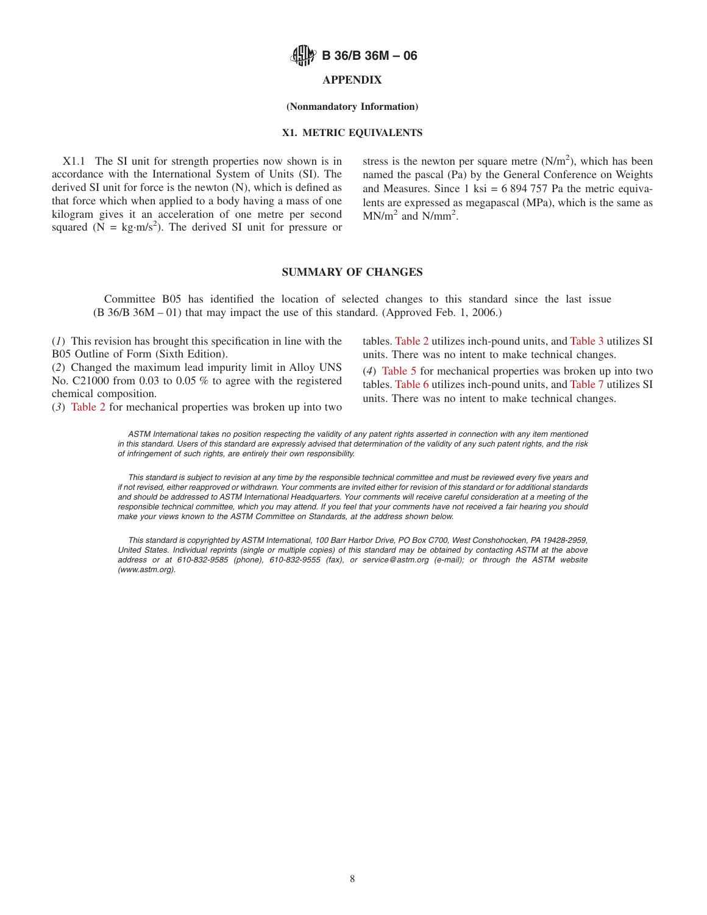# APPENDIX

**(Nonmandatory Information)**

## X1. METRIC EQUIVALENTS

X1.1 The SI unit for strength properties now shown is in accordance with the International System of Units (SI). The derived SI unit for force is the newton (N), which is defined as that force which when applied to a body having a mass of one kilogram gives it an acceleration of one metre per second squared ($N = kg \cdot m/s^2$). The derived SI unit for pressure or stress is the newton per square metre ($N/m^2$), which has been named the pascal (Pa) by the General Conference on Weights and Measures. Since 1 ksi = 6 894 757 Pa the metric equivalents are expressed as megapascal (MPa), which is the same as $MN/m^2$ and $N/mm^2$.

## SUMMARY OF CHANGES

Committee B05 has identified the location of selected changes to this standard since the last issue (B 36/B 36M – 01) that may impact the use of this standard. (Approved Feb. 1, 2006.)

(*1*) This revision has brought this specification in line with the B05 Outline of Form (Sixth Edition).

(*2*) Changed the maximum lead impurity limit in Alloy UNS No. C21000 from 0.03 to 0.05 % to agree with the registered chemical composition.

(*3*) Table 2 for mechanical properties was broken up into two tables. Table 2 utilizes inch-pound units, and Table 3 utilizes SI units. There was no intent to make technical changes.

(*4*) Table 5 for mechanical properties was broken up into two tables. Table 6 utilizes inch-pound units, and Table 7 utilizes SI units. There was no intent to make technical changes.

*ASTM International takes no position respecting the validity of any patent rights asserted in connection with any item mentioned in this standard. Users of this standard are expressly advised that determination of the validity of any such patent rights, and the risk of infringement of such rights, are entirely their own responsibility.*

*This standard is subject to revision at any time by the responsible technical committee and must be reviewed every five years and if not revised, either reapproved or withdrawn. Your comments are invited either for revision of this standard or for additional standards and should be addressed to ASTM International Headquarters. Your comments will receive careful consideration at a meeting of the responsible technical committee, which you may attend. If you feel that your comments have not received a fair hearing you should make your views known to the ASTM Committee on Standards, at the address shown below.*

*This standard is copyrighted by ASTM International, 100 Barr Harbor Drive, PO Box C700, West Conshohocken, PA 19428-2959, United States. Individual reprints (single or multiple copies) of this standard may be obtained by contacting ASTM at the above address or at 610-832-9585 (phone), 610-832-9555 (fax), or service@astm.org (e-mail); or through the ASTM website (www.astm.org).*